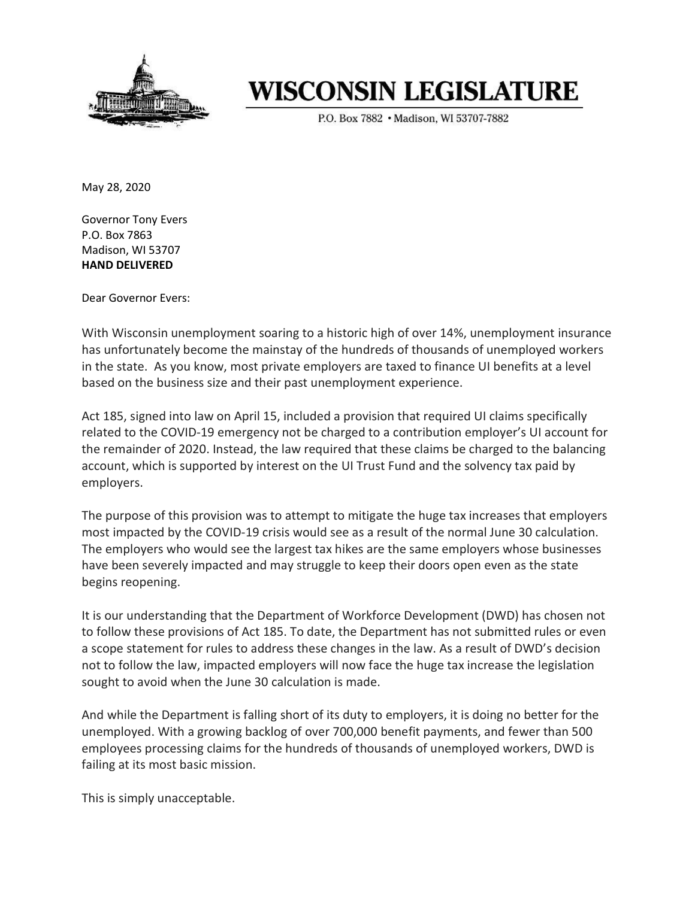# WISCONSIN LEGISLATURE

P.O. Box 7882 • Madison, WI 53707-7882

May 28, 2020

Governor Tony Evers
P.O. Box 7863
Madison, WI 53707
**HAND DELIVERED**

Dear Governor Evers:

With Wisconsin unemployment soaring to a historic high of over 14%, unemployment insurance has unfortunately become the mainstay of the hundreds of thousands of unemployed workers in the state. As you know, most private employers are taxed to finance UI benefits at a level based on the business size and their past unemployment experience.

Act 185, signed into law on April 15, included a provision that required UI claims specifically related to the COVID-19 emergency not be charged to a contribution employer's UI account for the remainder of 2020. Instead, the law required that these claims be charged to the balancing account, which is supported by interest on the UI Trust Fund and the solvency tax paid by employers.

The purpose of this provision was to attempt to mitigate the huge tax increases that employers most impacted by the COVID-19 crisis would see as a result of the normal June 30 calculation. The employers who would see the largest tax hikes are the same employers whose businesses have been severely impacted and may struggle to keep their doors open even as the state begins reopening.

It is our understanding that the Department of Workforce Development (DWD) has chosen not to follow these provisions of Act 185. To date, the Department has not submitted rules or even a scope statement for rules to address these changes in the law. As a result of DWD's decision not to follow the law, impacted employers will now face the huge tax increase the legislation sought to avoid when the June 30 calculation is made.

And while the Department is falling short of its duty to employers, it is doing no better for the unemployed. With a growing backlog of over 700,000 benefit payments, and fewer than 500 employees processing claims for the hundreds of thousands of unemployed workers, DWD is failing at its most basic mission.

This is simply unacceptable.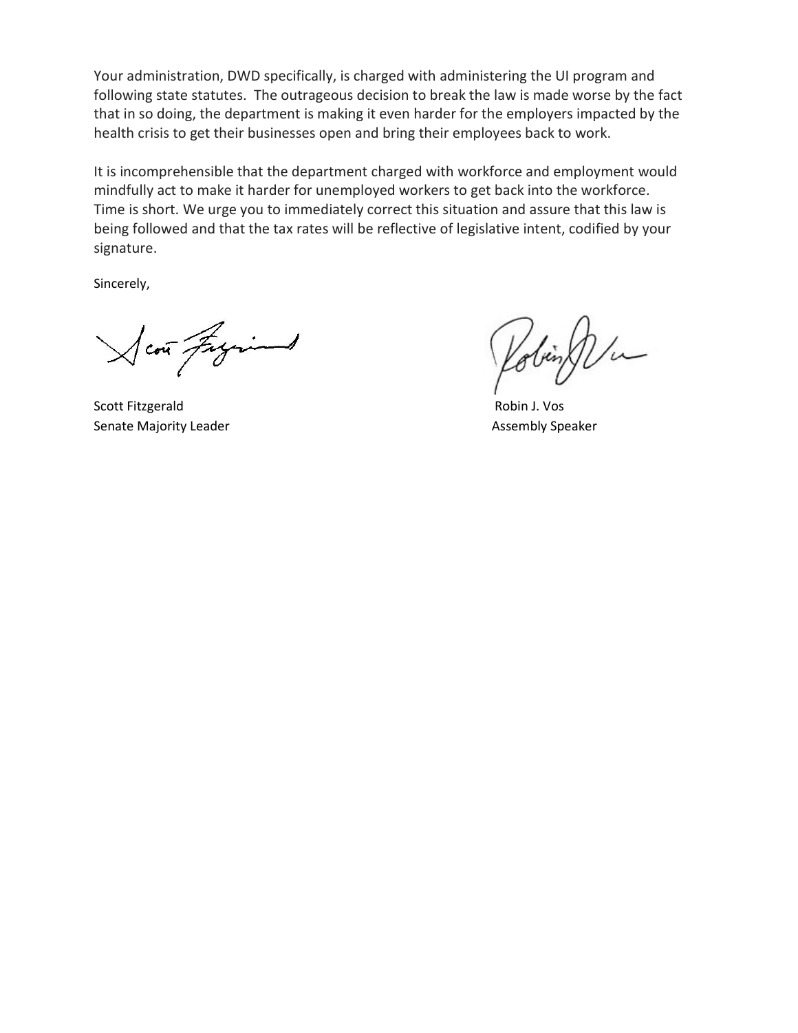Your administration, DWD specifically, is charged with administering the UI program and following state statutes. The outrageous decision to break the law is made worse by the fact that in so doing, the department is making it even harder for the employers impacted by the health crisis to get their businesses open and bring their employees back to work.

It is incomprehensible that the department charged with workforce and employment would mindfully act to make it harder for unemployed workers to get back into the workforce. Time is short. We urge you to immediately correct this situation and assure that this law is being followed and that the tax rates will be reflective of legislative intent, codified by your signature.

Sincerely,

Scott Fitzgerald
Senate Majority Leader

Robin J. Vos
Assembly Speaker